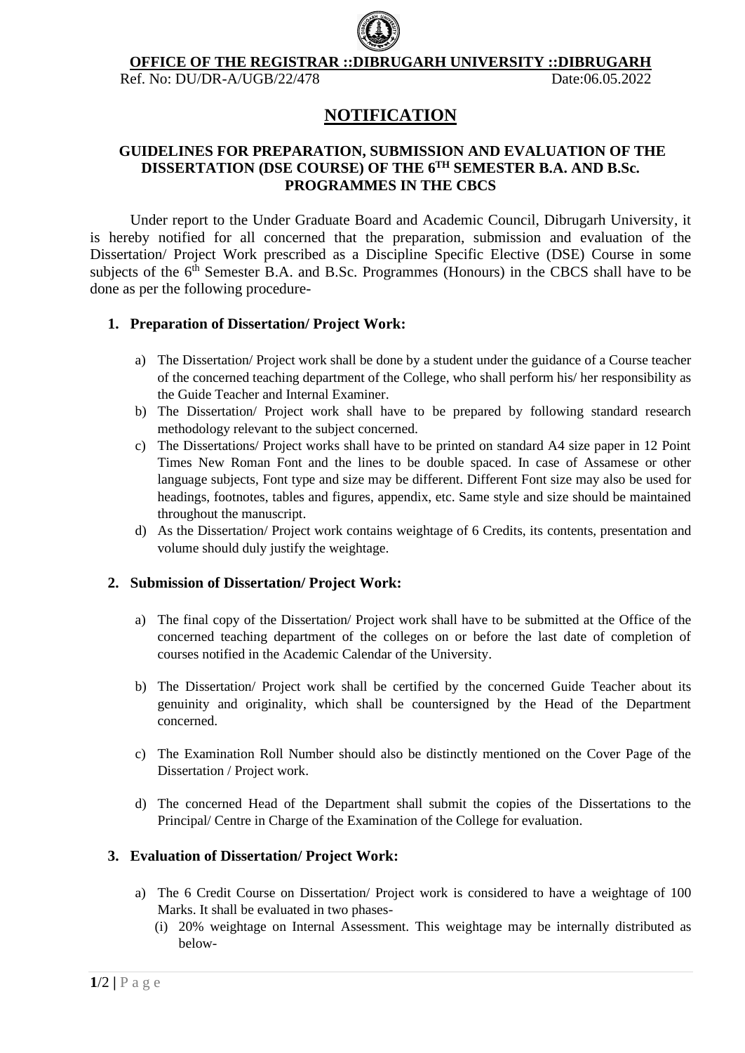**OFFICE OF THE REGISTRAR ::DIBRUGARH UNIVERSITY ::DIBRUGARH**

Ref. No: DU/DR-A/UGB/22/478 Date:06.05.2022

# NOTIFICATION

## GUIDELINES FOR PREPARATION, SUBMISSION AND EVALUATION OF THE DISSERTATION (DSE COURSE) OF THE 6TH SEMESTER B.A. AND B.Sc. PROGRAMMES IN THE CBCS

Under report to the Under Graduate Board and Academic Council, Dibrugarh University, it is hereby notified for all concerned that the preparation, submission and evaluation of the Dissertation/ Project Work prescribed as a Discipline Specific Elective (DSE) Course in some subjects of the 6th Semester B.A. and B.Sc. Programmes (Honours) in the CBCS shall have to be done as per the following procedure-

### 1. Preparation of Dissertation/ Project Work:

a) The Dissertation/ Project work shall be done by a student under the guidance of a Course teacher of the concerned teaching department of the College, who shall perform his/ her responsibility as the Guide Teacher and Internal Examiner.

b) The Dissertation/ Project work shall have to be prepared by following standard research methodology relevant to the subject concerned.

c) The Dissertations/ Project works shall have to be printed on standard A4 size paper in 12 Point Times New Roman Font and the lines to be double spaced. In case of Assamese or other language subjects, Font type and size may be different. Different Font size may also be used for headings, footnotes, tables and figures, appendix, etc. Same style and size should be maintained throughout the manuscript.

d) As the Dissertation/ Project work contains weightage of 6 Credits, its contents, presentation and volume should duly justify the weightage.

### 2. Submission of Dissertation/ Project Work:

a) The final copy of the Dissertation/ Project work shall have to be submitted at the Office of the concerned teaching department of the colleges on or before the last date of completion of courses notified in the Academic Calendar of the University.

b) The Dissertation/ Project work shall be certified by the concerned Guide Teacher about its genuinity and originality, which shall be countersigned by the Head of the Department concerned.

c) The Examination Roll Number should also be distinctly mentioned on the Cover Page of the Dissertation / Project work.

d) The concerned Head of the Department shall submit the copies of the Dissertations to the Principal/ Centre in Charge of the Examination of the College for evaluation.

### 3. Evaluation of Dissertation/ Project Work:

a) The 6 Credit Course on Dissertation/ Project work is considered to have a weightage of 100 Marks. It shall be evaluated in two phases-

(i) 20% weightage on Internal Assessment. This weightage may be internally distributed as below-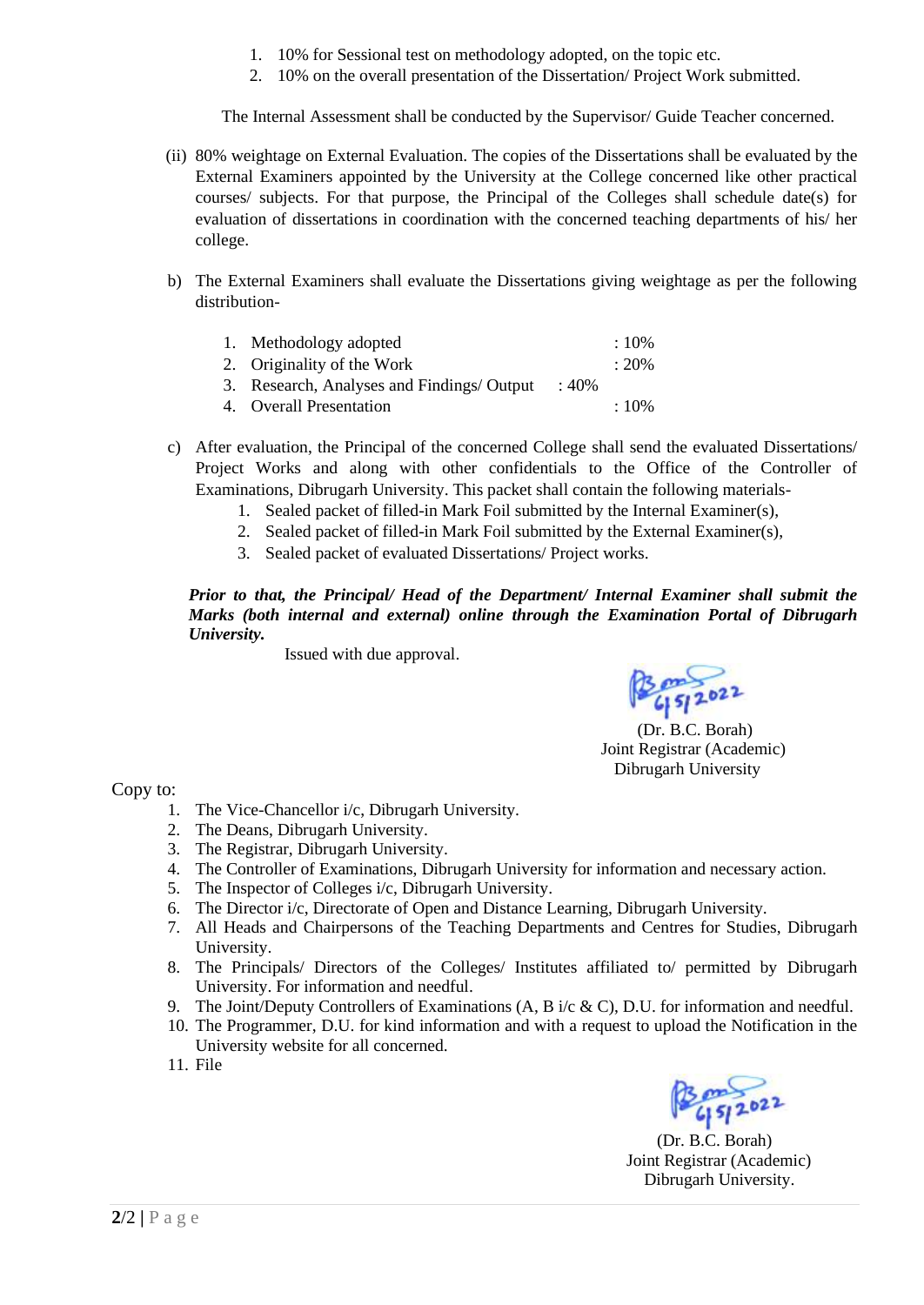1. 10% for Sessional test on methodology adopted, on the topic etc.
2. 10% on the overall presentation of the Dissertation/ Project Work submitted.

The Internal Assessment shall be conducted by the Supervisor/ Guide Teacher concerned.

(ii) 80% weightage on External Evaluation. The copies of the Dissertations shall be evaluated by the External Examiners appointed by the University at the College concerned like other practical courses/ subjects. For that purpose, the Principal of the Colleges shall schedule date(s) for evaluation of dissertations in coordination with the concerned teaching departments of his/ her college.

b) The External Examiners shall evaluate the Dissertations giving weightage as per the following distribution-

1. Methodology adopted : 10%
2. Originality of the Work : 20%
3. Research, Analyses and Findings/ Output : 40%
4. Overall Presentation : 10%

c) After evaluation, the Principal of the concerned College shall send the evaluated Dissertations/ Project Works and along with other confidentials to the Office of the Controller of Examinations, Dibrugarh University. This packet shall contain the following materials-
   1. Sealed packet of filled-in Mark Foil submitted by the Internal Examiner(s),
   2. Sealed packet of filled-in Mark Foil submitted by the External Examiner(s),
   3. Sealed packet of evaluated Dissertations/ Project works.

***Prior to that, the Principal/ Head of the Department/ Internal Examiner shall submit the Marks (both internal and external) online through the Examination Portal of Dibrugarh University.***

Issued with due approval.

Sd/- 6/5/2022

(Dr. B.C. Borah)
Joint Registrar (Academic)
Dibrugarh University

Copy to:

1. The Vice-Chancellor i/c, Dibrugarh University.
2. The Deans, Dibrugarh University.
3. The Registrar, Dibrugarh University.
4. The Controller of Examinations, Dibrugarh University for information and necessary action.
5. The Inspector of Colleges i/c, Dibrugarh University.
6. The Director i/c, Directorate of Open and Distance Learning, Dibrugarh University.
7. All Heads and Chairpersons of the Teaching Departments and Centres for Studies, Dibrugarh University.
8. The Principals/ Directors of the Colleges/ Institutes affiliated to/ permitted by Dibrugarh University. For information and needful.
9. The Joint/Deputy Controllers of Examinations (A, B i/c & C), D.U. for information and needful.
10. The Programmer, D.U. for kind information and with a request to upload the Notification in the University website for all concerned.
11. File

Sd/- 6/5/2022

(Dr. B.C. Borah)
Joint Registrar (Academic)
Dibrugarh University.